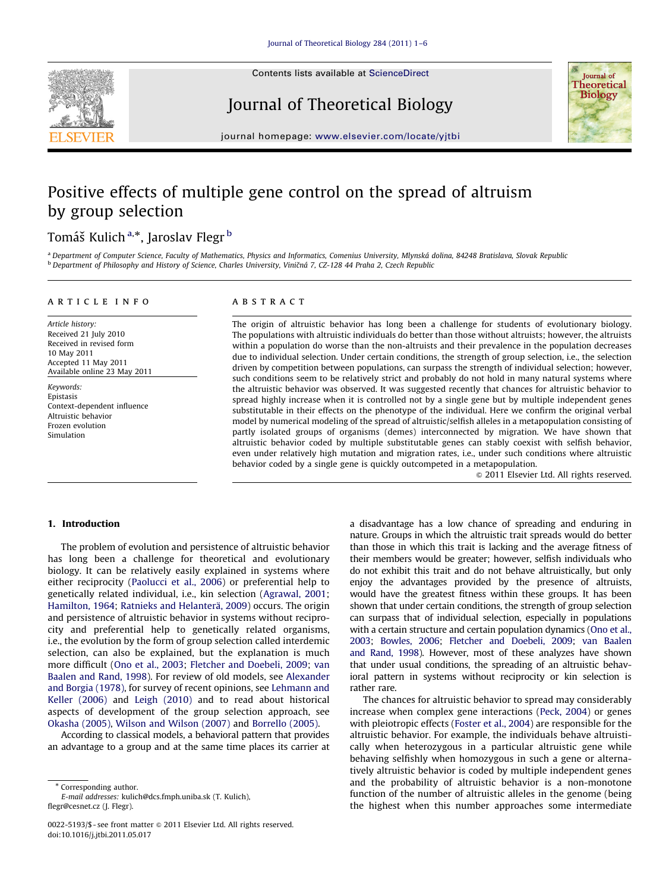# Positive effects of multiple gene control on the spread of altruism by group selection

Tomáš Kulich [a,*], Jaroslav Flegr [b]

[a] Department of Computer Science, Faculty of Mathematics, Physics and Informatics, Comenius University, Mlynská dolina, 84248 Bratislava, Slovak Republic
[b] Department of Philosophy and History of Science, Charles University, Viničná 7, CZ-128 44 Praha 2, Czech Republic

**ARTICLE INFO**

*Article history:*
Received 21 July 2010
Received in revised form
10 May 2011
Accepted 11 May 2011
Available online 23 May 2011

*Keywords:*
Epistasis
Context-dependent influence
Altruistic behavior
Frozen evolution
Simulation

**ABSTRACT**

The origin of altruistic behavior has long been a challenge for students of evolutionary biology. The populations with altruistic individuals do better than those without altruists; however, the altruists within a population do worse than the non-altruists and their prevalence in the population decreases due to individual selection. Under certain conditions, the strength of group selection, i.e., the selection driven by competition between populations, can surpass the strength of individual selection; however, such conditions seem to be relatively strict and probably do not hold in many natural systems where the altruistic behavior was observed. It was suggested recently that chances for altruistic behavior to spread highly increase when it is controlled not by a single gene but by multiple independent genes substitutable in their effects on the phenotype of the individual. Here we confirm the original verbal model by numerical modeling of the spread of altruistic/selfish alleles in a metapopulation consisting of partly isolated groups of organisms (demes) interconnected by migration. We have shown that altruistic behavior coded by multiple substitutable genes can stably coexist with selfish behavior, even under relatively high mutation and migration rates, i.e., under such conditions where altruistic behavior coded by a single gene is quickly outcompeted in a metapopulation.

© 2011 Elsevier Ltd. All rights reserved.

## 1. Introduction

The problem of evolution and persistence of altruistic behavior has long been a challenge for theoretical and evolutionary biology. It can be relatively easily explained in systems where either reciprocity (Paolucci et al., 2006) or preferential help to genetically related individual, i.e., kin selection (Agrawal, 2001; Hamilton, 1964; Ratnieks and Helanterä, 2009) occurs. The origin and persistence of altruistic behavior in systems without reciprocity and preferential help to genetically related organisms, i.e., the evolution by the form of group selection called interdemic selection, can also be explained, but the explanation is much more difficult (Ono et al., 2003; Fletcher and Doebeli, 2009; van Baalen and Rand, 1998). For review of old models, see Alexander and Borgia (1978), for survey of recent opinions, see Lehmann and Keller (2006) and Leigh (2010) and to read about historical aspects of development of the group selection approach, see Okasha (2005), Wilson and Wilson (2007) and Borrello (2005).

According to classical models, a behavioral pattern that provides an advantage to a group and at the same time places its carrier at a disadvantage has a low chance of spreading and enduring in nature. Groups in which the altruistic trait spreads would do better than those in which this trait is lacking and the average fitness of their members would be greater; however, selfish individuals who do not exhibit this trait and do not behave altruistically, but only enjoy the advantages provided by the presence of altruists, would have the greatest fitness within these groups. It has been shown that under certain conditions, the strength of group selection can surpass that of individual selection, especially in populations with a certain structure and certain population dynamics (Ono et al., 2003; Bowles, 2006; Fletcher and Doebeli, 2009; van Baalen and Rand, 1998). However, most of these analyzes have shown that under usual conditions, the spreading of an altruistic behavioral pattern in systems without reciprocity or kin selection is rather rare.

The chances for altruistic behavior to spread may considerably increase when complex gene interactions (Peck, 2004) or genes with pleiotropic effects (Foster et al., 2004) are responsible for the altruistic behavior. For example, the individuals behave altruistically when heterozygous in a particular altruistic gene while behaving selfishly when homozygous in such a gene or alternatively altruistic behavior is coded by multiple independent genes and the probability of altruistic behavior is a non-monotone function of the number of altruistic alleles in the genome (being the highest when this number approaches some intermediate

\* Corresponding author.
*E-mail addresses:* kulich@dcs.fmph.uniba.sk (T. Kulich), flegr@cesnet.cz (J. Flegr).

0022-5193/$ - see front matter © 2011 Elsevier Ltd. All rights reserved.
doi:10.1016/j.jtbi.2011.05.017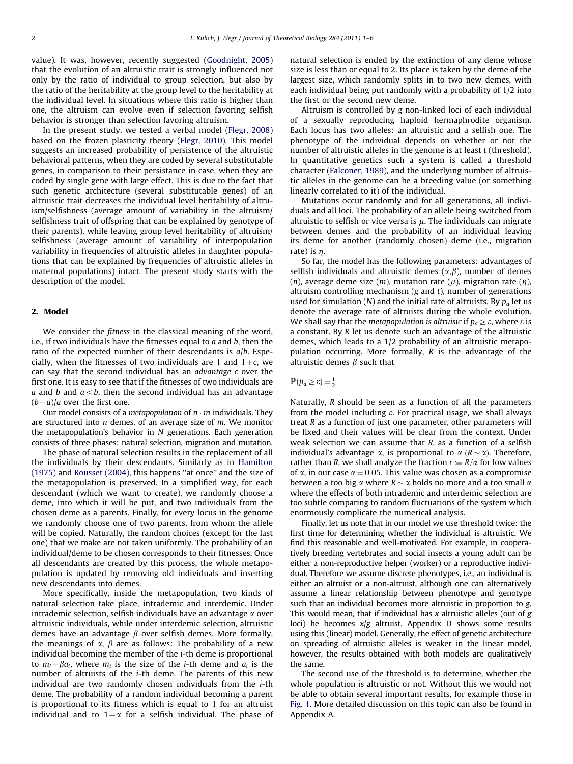value). It was, however, recently suggested (Goodnight, 2005) that the evolution of an altruistic trait is strongly influenced not only by the ratio of individual to group selection, but also by the ratio of the heritability at the group level to the heritability at the individual level. In situations where this ratio is higher than one, the altruism can evolve even if selection favoring selfish behavior is stronger than selection favoring altruism.

In the present study, we tested a verbal model (Flegr, 2008) based on the frozen plasticity theory (Flegr, 2010). This model suggests an increased probability of persistence of the altruistic behavioral patterns, when they are coded by several substitutable genes, in comparison to their persistance in case, when they are coded by single gene with large effect. This is due to the fact that such genetic architecture (several substitutable genes) of an altruistic trait decreases the individual level heritability of altruism/selfishness (average amount of variability in the altruism/selfishness trait of offspring that can be explained by genotype of their parents), while leaving group level heritability of altruism/selfishness (average amount of variability of interpopulation variability in frequencies of altruistic alleles in daughter populations that can be explained by frequencies of altruistic alleles in maternal populations) intact. The present study starts with the description of the model.

## 2. Model

We consider the *fitness* in the classical meaning of the word, i.e., if two individuals have the fitnesses equal to $a$ and $b$, then the ratio of the expected number of their descendants is $a/b$. Especially, when the fitnesses of two individuals are 1 and $1+c$, we can say that the second individual has an *advantage* $c$ over the first one. It is easy to see that if the fitnesses of two individuals are $a$ and $b$ and $a \le b$, then the second individual has an advantage $(b-a)/a$ over the first one.

Our model consists of a *metapopulation* of $n \cdot m$ individuals. They are structured into $n$ demes, of an average size of $m$. We monitor the metapopulation's behavior in $N$ generations. Each generation consists of three phases: natural selection, migration and mutation.

The phase of natural selection results in the replacement of all the individuals by their descendants. Similarly as in Hamilton (1975) and Rousset (2004), this happens "at once" and the size of the metapopulation is preserved. In a simplified way, for each descendant (which we want to create), we randomly choose a deme, into which it will be put, and two individuals from the chosen deme as a parents. Finally, for every locus in the genome we randomly choose one of two parents, from whom the allele will be copied. Naturally, the random choices (except for the last one) that we make are not taken uniformly. The probability of an individual/deme to be chosen corresponds to their fitnesses. Once all descendants are created by this process, the whole metapopulation is updated by removing old individuals and inserting new descendants into demes.

More specifically, inside the metapopulation, two kinds of natural selection take place, intrademic and interdemic. Under intrademic selection, selfish individuals have an advantage $\alpha$ over altruistic individuals, while under interdemic selection, altruistic demes have an advantage $\beta$ over selfish demes. More formally, the meanings of $\alpha$, $\beta$ are as follows: The probability of a new individual becoming the member of the $i$-th deme is proportional to $m_i+\beta a_i$, where $m_i$ is the size of the $i$-th deme and $a_i$ is the number of altruists of the $i$-th deme. The parents of this new individual are two randomly chosen individuals from the $i$-th deme. The probability of a random individual becoming a parent is proportional to its fitness which is equal to 1 for an altruist individual and to $1+\alpha$ for a selfish individual. The phase of natural selection is ended by the extinction of any deme whose size is less than or equal to 2. Its place is taken by the deme of the largest size, which randomly splits in to two new demes, with each individual being put randomly with a probability of 1/2 into the first or the second new deme.

Altruism is controlled by $g$ non-linked loci of each individual of a sexually reproducing haploid hermaphrodite organism. Each locus has two alleles: an altruistic and a selfish one. The phenotype of the individual depends on whether or not the number of altruistic alleles in the genome is at least $t$ (threshold). In quantitative genetics such a system is called a threshold character (Falconer, 1989), and the underlying number of altruistic alleles in the genome can be a breeding value (or something linearly correlated to it) of the individual.

Mutations occur randomly and for all generations, all individuals and all loci. The probability of an allele being switched from altruistic to selfish or vice versa is $\mu$. The individuals can migrate between demes and the probability of an individual leaving its deme for another (randomly chosen) deme (i.e., migration rate) is $\eta$.

So far, the model has the following parameters: advantages of selfish individuals and altruistic demes ($\alpha$,$\beta$), number of demes ($n$), average deme size ($m$), mutation rate ($\mu$), migration rate ($\eta$), altruism controlling mechanism ($g$ and $t$), number of generations used for simulation ($N$) and the initial rate of altruists. By $p_a$ let us denote the average rate of altruists during the whole evolution. We shall say that the *metapopulation is altruisic* if $p_a \ge \varepsilon$, where $\varepsilon$ is a constant. By $R$ let us denote such an advantage of the altruistic demes, which leads to a 1/2 probability of an altruistic metapopulation occurring. More formally, $R$ is the advantage of the altruistic demes $\beta$ such that

$$\mathbb{P}(p_a \ge \varepsilon) = \tfrac{1}{2}.$$

Naturally, $R$ should be seen as a function of all the parameters from the model including $\varepsilon$. For practical usage, we shall always treat $R$ as a function of just one parameter, other parameters will be fixed and their values will be clear from the context. Under weak selection we can assume that $R$, as a function of a selfish individual's advantage $\alpha$, is proportional to $\alpha$ ($R \sim \alpha$). Therefore, rather than $R$, we shall analyze the fraction $r := R/\alpha$ for low values of $\alpha$, in our case $\alpha = 0.05$. This value was chosen as a compromise between a too big $\alpha$ where $R \sim \alpha$ holds no more and a too small $\alpha$ where the effects of both intrademic and interdemic selection are too subtle comparing to random fluctuations of the system which enormously complicate the numerical analysis.

Finally, let us note that in our model we use threshold twice: the first time for determining whether the individual is altruistic. We find this reasonable and well-motivated. For example, in cooperatively breeding vertebrates and social insects a young adult can be either a non-reproductive helper (worker) or a reproductive individual. Therefore we assume discrete phenotypes, i.e., an individual is either an altruist or a non-altruist, although one can alternatively assume a linear relationship between phenotype and genotype such that an individual becomes more altruistic in proportion to $g$. This would mean, that if individual has $x$ altruistic alleles (out of $g$ loci) he becomes $x/g$ altruist. Appendix D shows some results using this (linear) model. Generally, the effect of genetic architecture on spreading of altruistic alleles is weaker in the linear model, however, the results obtained with both models are qualitatively the same.

The second use of the threshold is to determine, whether the whole population is altruistic or not. Without this we would not be able to obtain several important results, for example those in Fig. 1. More detailed discussion on this topic can also be found in Appendix A.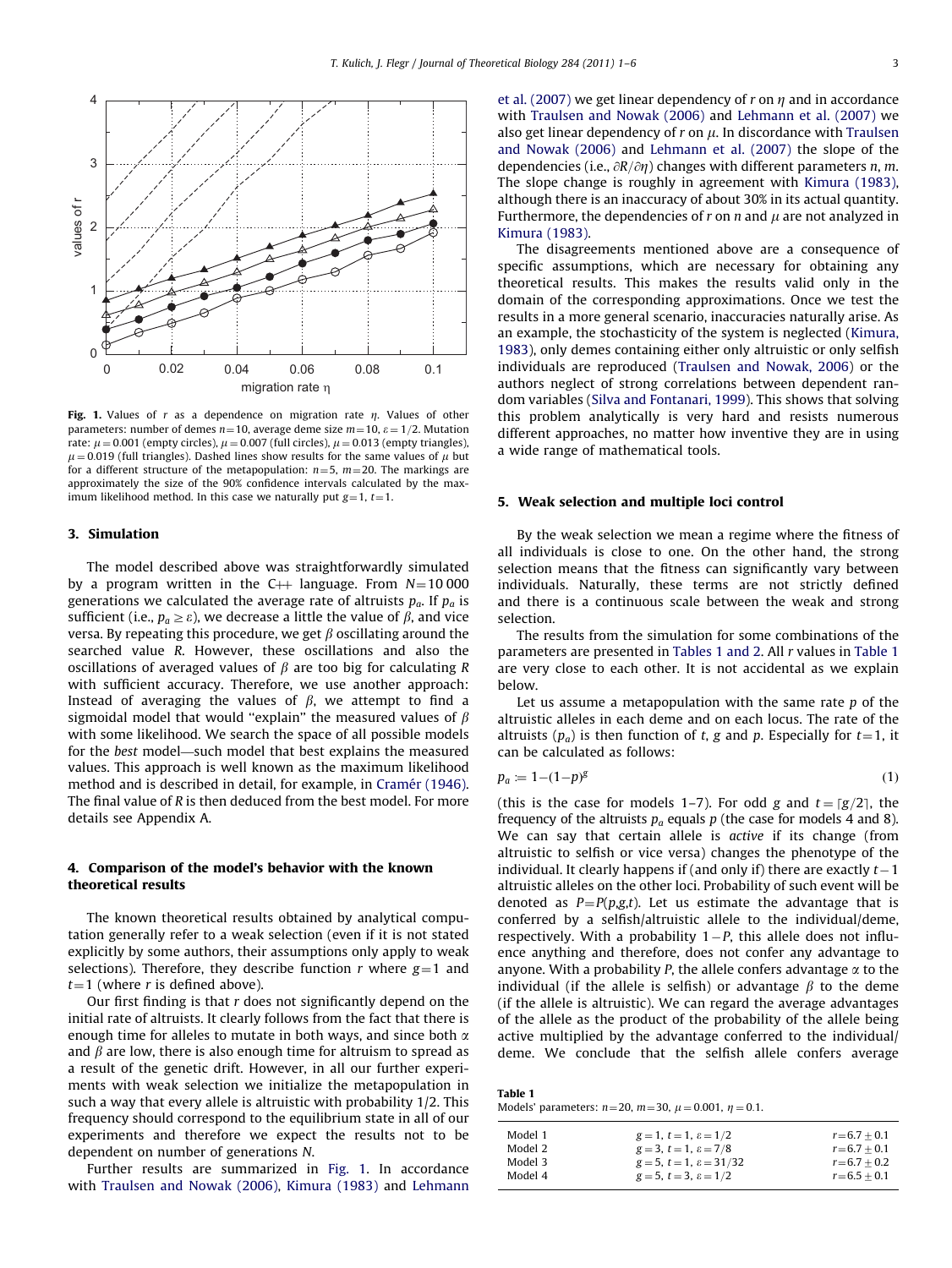Fig. 1. Values of $r$ as a dependence on migration rate $\eta$. Values of other parameters: number of demes $n=10$, average deme size $m=10$, $\varepsilon=1/2$. Mutation rate: $\mu=0.001$ (empty circles), $\mu=0.007$ (full circles), $\mu=0.013$ (empty triangles), $\mu=0.019$ (full triangles). Dashed lines show results for the same values of $\mu$ but for a different structure of the metapopulation: $n=5$, $m=20$. The markings are approximately the size of the 90% confidence intervals calculated by the maximum likelihood method. In this case we naturally put $g=1$, $t=1$.

## 3. Simulation

The model described above was straightforwardly simulated by a program written in the C++ language. From $N=10\,000$ generations we calculated the average rate of altruists $p_a$. If $p_a$ is sufficient (i.e., $p_a \geq \varepsilon$), we decrease a little the value of $\beta$, and vice versa. By repeating this procedure, we get $\beta$ oscillating around the searched value $R$. However, these oscillations and also the oscillations of averaged values of $\beta$ are too big for calculating $R$ with sufficient accuracy. Therefore, we use another approach: Instead of averaging the values of $\beta$, we attempt to find a sigmoidal model that would "explain" the measured values of $\beta$ with some likelihood. We search the space of all possible models for the *best* model—such model that best explains the measured values. This approach is well known as the maximum likelihood method and is described in detail, for example, in Cramér (1946). The final value of $R$ is then deduced from the best model. For more details see Appendix A.

## 4. Comparison of the model's behavior with the known theoretical results

The known theoretical results obtained by analytical computation generally refer to a weak selection (even if it is not stated explicitly by some authors, their assumptions only apply to weak selections). Therefore, they describe function $r$ where $g=1$ and $t=1$ (where $r$ is defined above).

Our first finding is that $r$ does not significantly depend on the initial rate of altruists. It clearly follows from the fact that there is enough time for alleles to mutate in both ways, and since both $\alpha$ and $\beta$ are low, there is also enough time for altruism to spread as a result of the genetic drift. However, in all our further experiments with weak selection we initialize the metapopulation in such a way that every allele is altruistic with probability 1/2. This frequency should correspond to the equilibrium state in all of our experiments and therefore we expect the results not to be dependent on number of generations $N$.

Further results are summarized in Fig. 1. In accordance with Traulsen and Nowak (2006), Kimura (1983) and Lehmann et al. (2007) we get linear dependency of $r$ on $\eta$ and in accordance with Traulsen and Nowak (2006) and Lehmann et al. (2007) we also get linear dependency of $r$ on $\mu$. In discordance with Traulsen and Nowak (2006) and Lehmann et al. (2007) the slope of the dependencies (i.e., $\partial R/\partial \eta$) changes with different parameters $n$, $m$. The slope change is roughly in agreement with Kimura (1983), although there is an inaccuracy of about 30% in its actual quantity. Furthermore, the dependencies of $r$ on $n$ and $\mu$ are not analyzed in Kimura (1983).

The disagreements mentioned above are a consequence of specific assumptions, which are necessary for obtaining any theoretical results. This makes the results valid only in the domain of the corresponding approximations. Once we test the results in a more general scenario, inaccuracies naturally arise. As an example, the stochasticity of the system is neglected (Kimura, 1983), only demes containing either only altruistic or only selfish individuals are reproduced (Traulsen and Nowak, 2006) or the authors neglect of strong correlations between dependent random variables (Silva and Fontanari, 1999). This shows that solving this problem analytically is very hard and resists numerous different approaches, no matter how inventive they are in using a wide range of mathematical tools.

## 5. Weak selection and multiple loci control

By the weak selection we mean a regime where the fitness of all individuals is close to one. On the other hand, the strong selection means that the fitness can significantly vary between individuals. Naturally, these terms are not strictly defined and there is a continuous scale between the weak and strong selection.

The results from the simulation for some combinations of the parameters are presented in Tables 1 and 2. All $r$ values in Table 1 are very close to each other. It is not accidental as we explain below.

Let us assume a metapopulation with the same rate $p$ of the altruistic alleles in each deme and on each locus. The rate of the altruists ($p_a$) is then function of $t$, $g$ and $p$. Especially for $t=1$, it can be calculated as follows:

$$p_a := 1-(1-p)^g \tag{1}$$

(this is the case for models 1–7). For odd $g$ and $t=\lceil g/2 \rceil$, the frequency of the altruists $p_a$ equals $p$ (the case for models 4 and 8). We can say that certain allele is *active* if its change (from altruistic to selfish or vice versa) changes the phenotype of the individual. It clearly happens if (and only if) there are exactly $t-1$ altruistic alleles on the other loci. Probability of such event will be denoted as $P=P(p,g,t)$. Let us estimate the advantage that is conferred by a selfish/altruistic allele to the individual/deme, respectively. With a probability $1-P$, this allele does not influence anything and therefore, does not confer any advantage to anyone. With a probability $P$, the allele confers advantage $\alpha$ to the individual (if the allele is selfish) or advantage $\beta$ to the deme (if the allele is altruistic). We can regard the average advantages of the allele as the product of the probability of the allele being active multiplied by the advantage conferred to the individual/deme. We conclude that the selfish allele confers average

**Table 1**
Models' parameters: $n=20$, $m=30$, $\mu=0.001$, $\eta=0.1$.

| | | |
|---|---|---|
| Model 1 | $g=1$, $t=1$, $\varepsilon=1/2$ | $r=6.7\pm0.1$ |
| Model 2 | $g=3$, $t=1$, $\varepsilon=7/8$ | $r=6.7\pm0.1$ |
| Model 3 | $g=5$, $t=1$, $\varepsilon=31/32$ | $r=6.7\pm0.2$ |
| Model 4 | $g=5$, $t=3$, $\varepsilon=1/2$ | $r=6.5\pm0.1$ |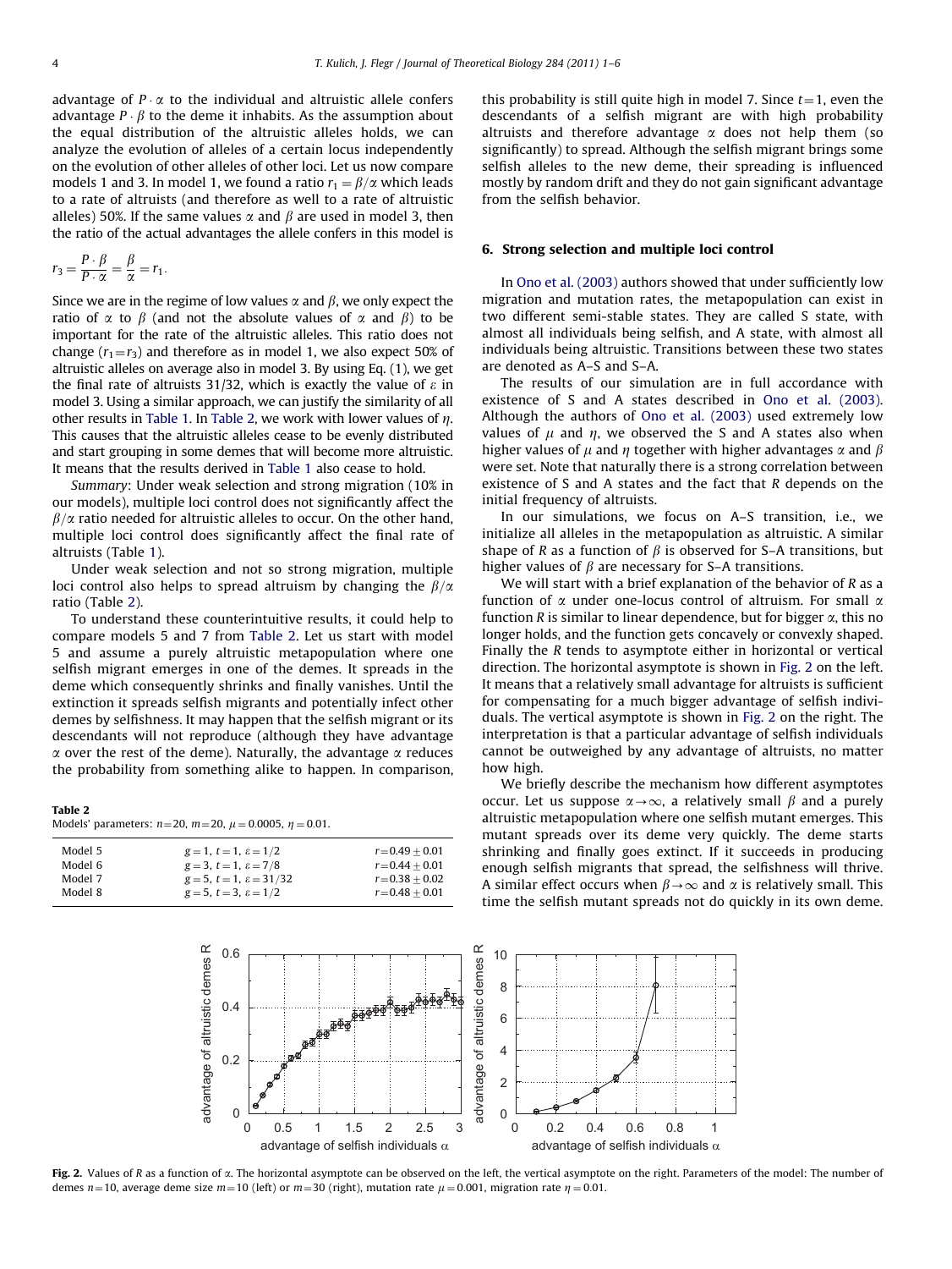advantage of $P \cdot \alpha$ to the individual and altruistic allele confers advantage $P \cdot \beta$ to the deme it inhabits. As the assumption about the equal distribution of the altruistic alleles holds, we can analyze the evolution of alleles of a certain locus independently on the evolution of other alleles of other loci. Let us now compare models 1 and 3. In model 1, we found a ratio $r_1 = \beta/\alpha$ which leads to a rate of altruists (and therefore as well to a rate of altruistic alleles) 50%. If the same values $\alpha$ and $\beta$ are used in model 3, then the ratio of the actual advantages the allele confers in this model is

$$r_3 = \frac{P \cdot \beta}{P \cdot \alpha} = \frac{\beta}{\alpha} = r_1.$$

Since we are in the regime of low values $\alpha$ and $\beta$, we only expect the ratio of $\alpha$ to $\beta$ (and not the absolute values of $\alpha$ and $\beta$) to be important for the rate of the altruistic alleles. This ratio does not change ($r_1 = r_3$) and therefore as in model 1, we also expect 50% of altruistic alleles on average also in model 3. By using Eq. (1), we get the final rate of altruists 31/32, which is exactly the value of $\varepsilon$ in model 3. Using a similar approach, we can justify the similarity of all other results in Table 1. In Table 2, we work with lower values of $\eta$. This causes that the altruistic alleles cease to be evenly distributed and start grouping in some demes that will become more altruistic. It means that the results derived in Table 1 also cease to hold.

*Summary*: Under weak selection and strong migration (10% in our models), multiple loci control does not significantly affect the $\beta/\alpha$ ratio needed for altruistic alleles to occur. On the other hand, multiple loci control does significantly affect the final rate of altruists (Table 1).

Under weak selection and not so strong migration, multiple loci control also helps to spread altruism by changing the $\beta/\alpha$ ratio (Table 2).

To understand these counterintuitive results, it could help to compare models 5 and 7 from Table 2. Let us start with model 5 and assume a purely altruistic metapopulation where one selfish migrant emerges in one of the demes. It spreads in the deme which consequently shrinks and finally vanishes. Until the extinction it spreads selfish migrants and potentially infect other demes by selfishness. It may happen that the selfish migrant or its descendants will not reproduce (although they have advantage $\alpha$ over the rest of the deme). Naturally, the advantage $\alpha$ reduces the probability from something alike to happen. In comparison, this probability is still quite high in model 7. Since $t = 1$, even the descendants of a selfish migrant are with high probability altruists and therefore advantage $\alpha$ does not help them (so significantly) to spread. Although the selfish migrant brings some selfish alleles to the new deme, their spreading is influenced mostly by random drift and they do not gain significant advantage from the selfish behavior.

**Table 2**
Models' parameters: $n = 20$, $m = 20$, $\mu = 0.0005$, $\eta = 0.01$.

| | | |
|---|---|---|
| Model 5 | $g = 1$, $t = 1$, $\varepsilon = 1/2$ | $r = 0.49 \pm 0.01$ |
| Model 6 | $g = 3$, $t = 1$, $\varepsilon = 7/8$ | $r = 0.44 \pm 0.01$ |
| Model 7 | $g = 5$, $t = 1$, $\varepsilon = 31/32$ | $r = 0.38 \pm 0.02$ |
| Model 8 | $g = 5$, $t = 3$, $\varepsilon = 1/2$ | $r = 0.48 \pm 0.01$ |

## 6. Strong selection and multiple loci control

In Ono et al. (2003) authors showed that under sufficiently low migration and mutation rates, the metapopulation can exist in two different semi-stable states. They are called S state, with almost all individuals being selfish, and A state, with almost all individuals being altruistic. Transitions between these two states are denoted as A–S and S–A.

The results of our simulation are in full accordance with existence of S and A states described in Ono et al. (2003). Although the authors of Ono et al. (2003) used extremely low values of $\mu$ and $\eta$, we observed the S and A states also when higher values of $\mu$ and $\eta$ together with higher advantages $\alpha$ and $\beta$ were set. Note that naturally there is a strong correlation between existence of S and A states and the fact that $R$ depends on the initial frequency of altruists.

In our simulations, we focus on A–S transition, i.e., we initialize all alleles in the metapopulation as altruistic. A similar shape of $R$ as a function of $\beta$ is observed for S–A transitions, but higher values of $\beta$ are necessary for S–A transitions.

We will start with a brief explanation of the behavior of $R$ as a function of $\alpha$ under one-locus control of altruism. For small $\alpha$ function $R$ is similar to linear dependence, but for bigger $\alpha$, this no longer holds, and the function gets concavely or convexly shaped. Finally the $R$ tends to asymptote either in horizontal or vertical direction. The horizontal asymptote is shown in Fig. 2 on the left. It means that a relatively small advantage for altruists is sufficient for compensating for a much bigger advantage of selfish individuals. The vertical asymptote is shown in Fig. 2 on the right. The interpretation is that a particular advantage of selfish individuals cannot be outweighed by any advantage of altruists, no matter how high.

We briefly describe the mechanism how different asymptotes occur. Let us suppose $\alpha \to \infty$, a relatively small $\beta$ and a purely altruistic metapopulation where one selfish mutant emerges. This mutant spreads over its deme very quickly. The deme starts shrinking and finally goes extinct. If it succeeds in producing enough selfish migrants that spread, the selfishness will thrive. A similar effect occurs when $\beta \to \infty$ and $\alpha$ is relatively small. This time the selfish mutant spreads not do quickly in its own deme.

**Fig. 2.** Values of $R$ as a function of $\alpha$. The horizontal asymptote can be observed on the left, the vertical asymptote on the right. Parameters of the model: The number of demes $n = 10$, average deme size $m = 10$ (left) or $m = 30$ (right), mutation rate $\mu = 0.001$, migration rate $\eta = 0.01$.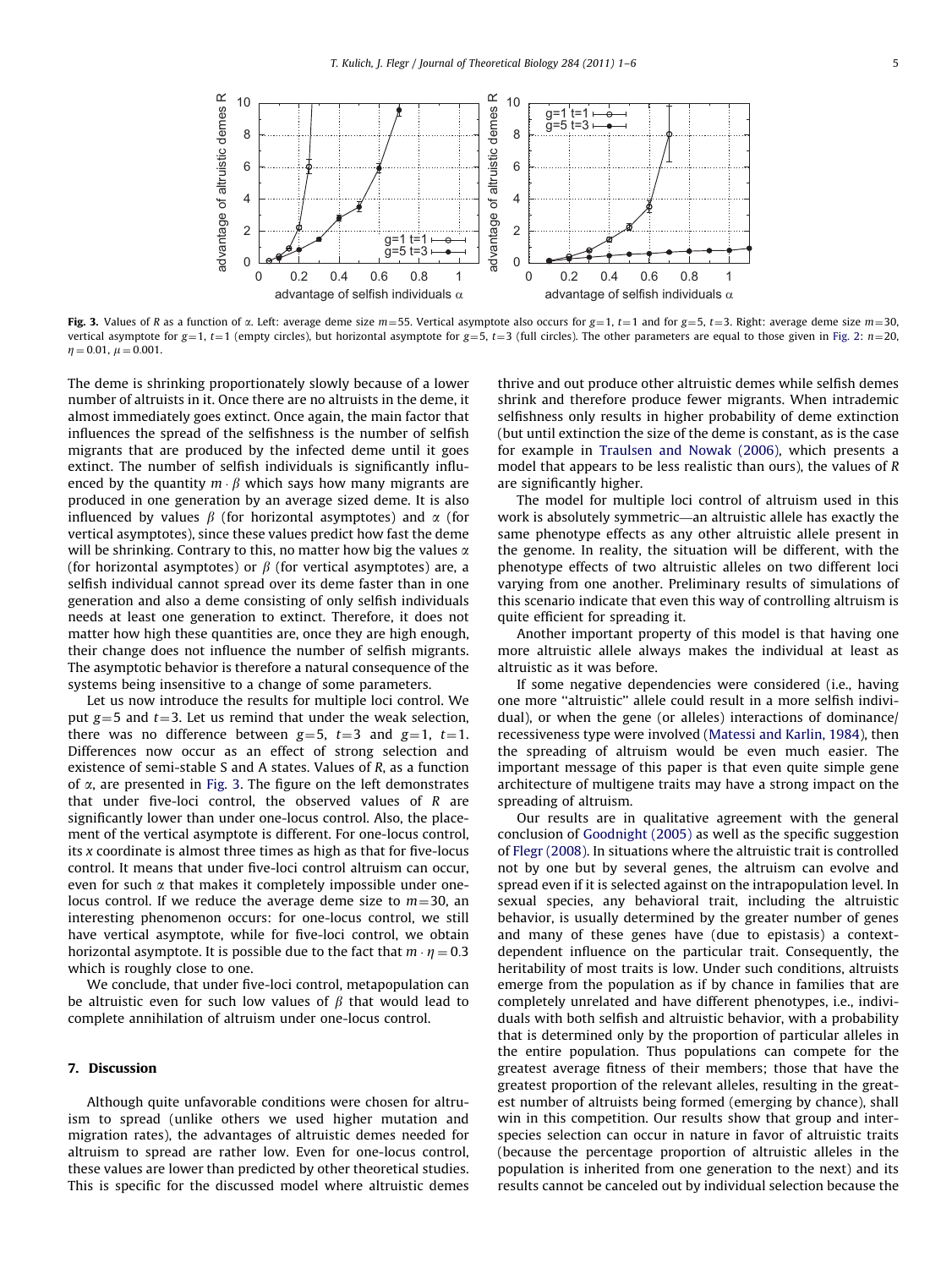**Fig. 3.** Values of $R$ as a function of $\alpha$. Left: average deme size $m=55$. Vertical asymptote also occurs for $g=1$, $t=1$ and for $g=5$, $t=3$. Right: average deme size $m=30$, vertical asymptote for $g=1$, $t=1$ (empty circles), but horizontal asymptote for $g=5$, $t=3$ (full circles). The other parameters are equal to those given in Fig. 2: $n=20$, $\eta=0.01$, $\mu=0.001$.

The deme is shrinking proportionately slowly because of a lower number of altruists in it. Once there are no altruists in the deme, it almost immediately goes extinct. Once again, the main factor that influences the spread of the selfishness is the number of selfish migrants that are produced by the infected deme until it goes extinct. The number of selfish individuals is significantly influenced by the quantity $m \cdot \beta$ which says how many migrants are produced in one generation by an average sized deme. It is also influenced by values $\beta$ (for horizontal asymptotes) and $\alpha$ (for vertical asymptotes), since these values predict how fast the deme will be shrinking. Contrary to this, no matter how big the values $\alpha$ (for horizontal asymptotes) or $\beta$ (for vertical asymptotes) are, a selfish individual cannot spread over its deme faster than in one generation and also a deme consisting of only selfish individuals needs at least one generation to extinct. Therefore, it does not matter how high these quantities are, once they are high enough, their change does not influence the number of selfish migrants. The asymptotic behavior is therefore a natural consequence of the systems being insensitive to a change of some parameters.

Let us now introduce the results for multiple loci control. We put $g=5$ and $t=3$. Let us remind that under the weak selection, there was no difference between $g=5$, $t=3$ and $g=1$, $t=1$. Differences now occur as an effect of strong selection and existence of semi-stable S and A states. Values of $R$, as a function of $\alpha$, are presented in Fig. 3. The figure on the left demonstrates that under five-loci control, the observed values of $R$ are significantly lower than under one-locus control. Also, the placement of the vertical asymptote is different. For one-locus control, its $x$ coordinate is almost three times as high as that for five-locus control. It means that under five-loci control altruism can occur, even for such $\alpha$ that makes it completely impossible under one-locus control. If we reduce the average deme size to $m=30$, an interesting phenomenon occurs: for one-locus control, we still have vertical asymptote, while for five-loci control, we obtain horizontal asymptote. It is possible due to the fact that $m \cdot \eta = 0.3$ which is roughly close to one.

We conclude, that under five-loci control, metapopulation can be altruistic even for such low values of $\beta$ that would lead to complete annihilation of altruism under one-locus control.

## 7. Discussion

Although quite unfavorable conditions were chosen for altruism to spread (unlike others we used higher mutation and migration rates), the advantages of altruistic demes needed for altruism to spread are rather low. Even for one-locus control, these values are lower than predicted by other theoretical studies. This is specific for the discussed model where altruistic demes thrive and out produce other altruistic demes while selfish demes shrink and therefore produce fewer migrants. When intrademic selfishness only results in higher probability of deme extinction (but until extinction the size of the deme is constant, as is the case for example in Traulsen and Nowak (2006), which presents a model that appears to be less realistic than ours), the values of $R$ are significantly higher.

The model for multiple loci control of altruism used in this work is absolutely symmetric—an altruistic allele has exactly the same phenotype effects as any other altruistic allele present in the genome. In reality, the situation will be different, with the phenotype effects of two altruistic alleles on two different loci varying from one another. Preliminary results of simulations of this scenario indicate that even this way of controlling altruism is quite efficient for spreading it.

Another important property of this model is that having one more altruistic allele always makes the individual at least as altruistic as it was before.

If some negative dependencies were considered (i.e., having one more "altruistic" allele could result in a more selfish individual), or when the gene (or alleles) interactions of dominance/recessiveness type were involved (Matessi and Karlin, 1984), then the spreading of altruism would be even much easier. The important message of this paper is that even quite simple gene architecture of multigene traits may have a strong impact on the spreading of altruism.

Our results are in qualitative agreement with the general conclusion of Goodnight (2005) as well as the specific suggestion of Flegr (2008). In situations where the altruistic trait is controlled not by one but by several genes, the altruism can evolve and spread even if it is selected against on the intrapopulation level. In sexual species, any behavioral trait, including the altruistic behavior, is usually determined by the greater number of genes and many of these genes have (due to epistasis) a context-dependent influence on the particular trait. Consequently, the heritability of most traits is low. Under such conditions, altruists emerge from the population as if by chance in families that are completely unrelated and have different phenotypes, i.e., individuals with both selfish and altruistic behavior, with a probability that is determined only by the proportion of particular alleles in the entire population. Thus populations can compete for the greatest average fitness of their members; those that have the greatest proportion of the relevant alleles, resulting in the greatest number of altruists being formed (emerging by chance), shall win in this competition. Our results show that group and interspecies selection can occur in nature in favor of altruistic traits (because the percentage proportion of altruistic alleles in the population is inherited from one generation to the next) and its results cannot be canceled out by individual selection because the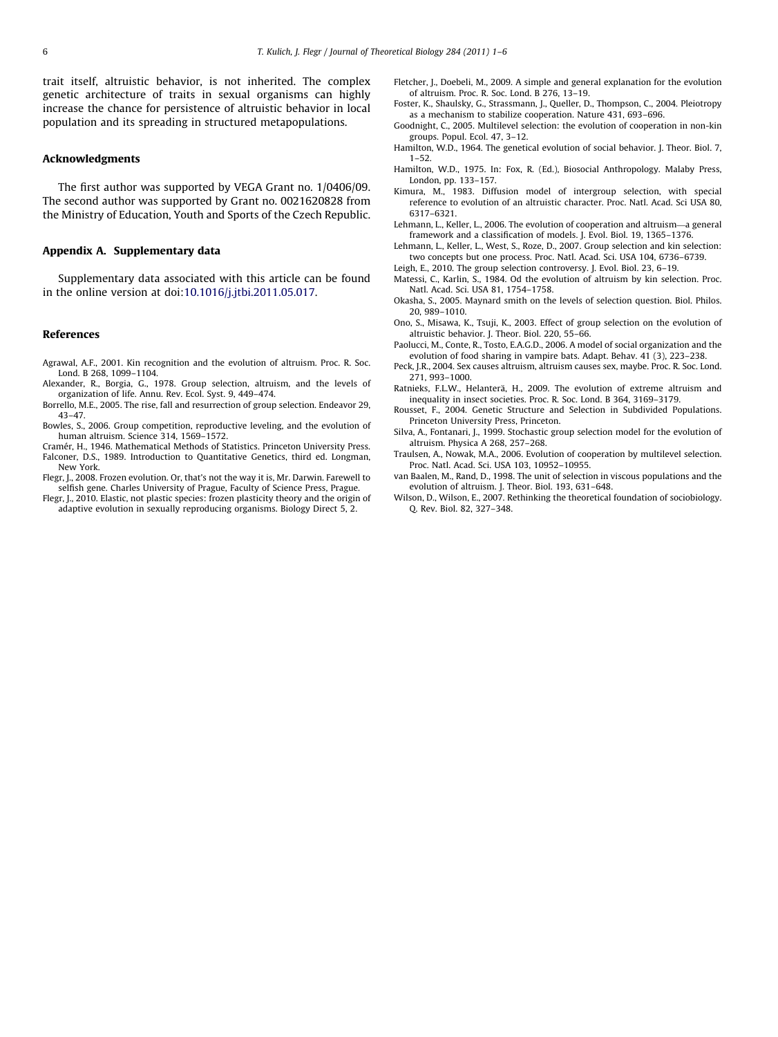trait itself, altruistic behavior, is not inherited. The complex genetic architecture of traits in sexual organisms can highly increase the chance for persistence of altruistic behavior in local population and its spreading in structured metapopulations.

## Acknowledgments

The first author was supported by VEGA Grant no. 1/0406/09. The second author was supported by Grant no. 0021620828 from the Ministry of Education, Youth and Sports of the Czech Republic.

## Appendix A. Supplementary data

Supplementary data associated with this article can be found in the online version at doi:10.1016/j.jtbi.2011.05.017.

## References

Agrawal, A.F., 2001. Kin recognition and the evolution of altruism. Proc. R. Soc. Lond. B 268, 1099–1104.

Alexander, R., Borgia, G., 1978. Group selection, altruism, and the levels of organization of life. Annu. Rev. Ecol. Syst. 9, 449–474.

Borrello, M.E., 2005. The rise, fall and resurrection of group selection. Endeavor 29, 43–47.

Bowles, S., 2006. Group competition, reproductive leveling, and the evolution of human altruism. Science 314, 1569–1572.

Cramér, H., 1946. Mathematical Methods of Statistics. Princeton University Press.

Falconer, D.S., 1989. Introduction to Quantitative Genetics, third ed. Longman, New York.

Flegr, J., 2008. Frozen evolution. Or, that's not the way it is, Mr. Darwin. Farewell to selfish gene. Charles University of Prague, Faculty of Science Press, Prague.

Flegr, J., 2010. Elastic, not plastic species: frozen plasticity theory and the origin of adaptive evolution in sexually reproducing organisms. Biology Direct 5, 2.

Fletcher, J., Doebeli, M., 2009. A simple and general explanation for the evolution of altruism. Proc. R. Soc. Lond. B 276, 13–19.

Foster, K., Shaulsky, G., Strassmann, J., Queller, D., Thompson, C., 2004. Pleiotropy as a mechanism to stabilize cooperation. Nature 431, 693–696.

Goodnight, C., 2005. Multilevel selection: the evolution of cooperation in non-kin groups. Popul. Ecol. 47, 3–12.

Hamilton, W.D., 1964. The genetical evolution of social behavior. J. Theor. Biol. 7, 1–52.

Hamilton, W.D., 1975. In: Fox, R. (Ed.), Biosocial Anthropology. Malaby Press, London, pp. 133–157.

Kimura, M., 1983. Diffusion model of intergroup selection, with special reference to evolution of an altruistic character. Proc. Natl. Acad. Sci USA 80, 6317–6321.

Lehmann, L., Keller, L., 2006. The evolution of cooperation and altruism—a general framework and a classification of models. J. Evol. Biol. 19, 1365–1376.

Lehmann, L., Keller, L., West, S., Roze, D., 2007. Group selection and kin selection: two concepts but one process. Proc. Natl. Acad. Sci. USA 104, 6736–6739.

Leigh, E., 2010. The group selection controversy. J. Evol. Biol. 23, 6–19.

Matessi, C., Karlin, S., 1984. Od the evolution of altruism by kin selection. Proc. Natl. Acad. Sci. USA 81, 1754–1758.

Okasha, S., 2005. Maynard smith on the levels of selection question. Biol. Philos. 20, 989–1010.

Ono, S., Misawa, K., Tsuji, K., 2003. Effect of group selection on the evolution of altruistic behavior. J. Theor. Biol. 220, 55–66.

Paolucci, M., Conte, R., Tosto, E.A.G.D., 2006. A model of social organization and the evolution of food sharing in vampire bats. Adapt. Behav. 41 (3), 223–238.

Peck, J.R., 2004. Sex causes altruism, altruism causes sex, maybe. Proc. R. Soc. Lond. 271, 993–1000.

Ratnieks, F.L.W., Helanterä, H., 2009. The evolution of extreme altruism and inequality in insect societies. Proc. R. Soc. Lond. B 364, 3169–3179.

Rousset, F., 2004. Genetic Structure and Selection in Subdivided Populations. Princeton University Press, Princeton.

Silva, A., Fontanari, J., 1999. Stochastic group selection model for the evolution of altruism. Physica A 268, 257–268.

Traulsen, A., Nowak, M.A., 2006. Evolution of cooperation by multilevel selection. Proc. Natl. Acad. Sci. USA 103, 10952–10955.

van Baalen, M., Rand, D., 1998. The unit of selection in viscous populations and the evolution of altruism. J. Theor. Biol. 193, 631–648.

Wilson, D., Wilson, E., 2007. Rethinking the theoretical foundation of sociobiology. Q. Rev. Biol. 82, 327–348.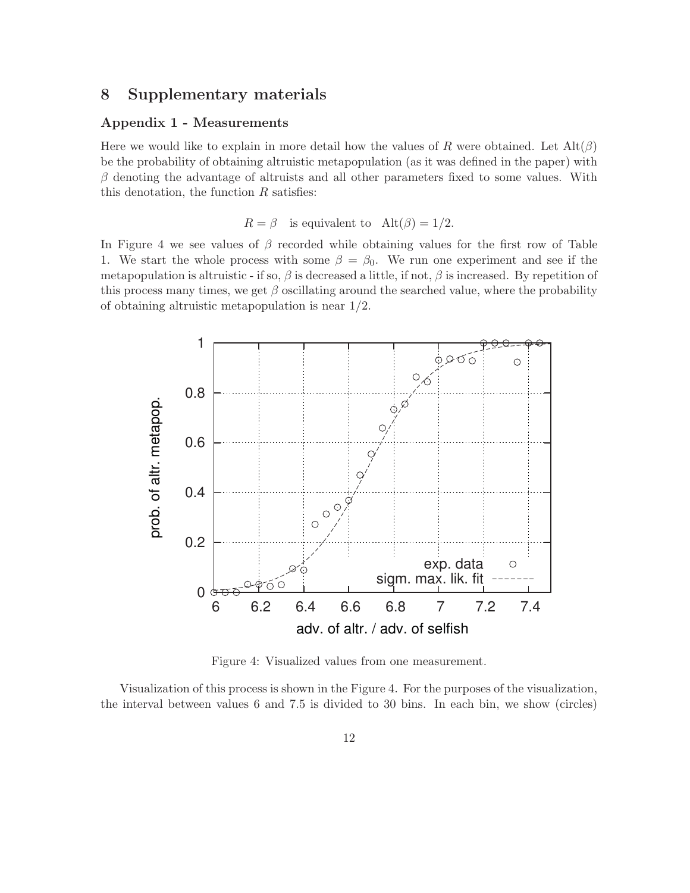## 8 Supplementary materials

### Appendix 1 - Measurements

Here we would like to explain in more detail how the values of $R$ were obtained. Let $\mathrm{Alt}(\beta)$ be the probability of obtaining altruistic metapopulation (as it was defined in the paper) with $\beta$ denoting the advantage of altruists and all other parameters fixed to some values. With this denotation, the function $R$ satisfies:

$$R = \beta \quad \text{is equivalent to} \quad \mathrm{Alt}(\beta) = 1/2.$$

In Figure 4 we see values of $\beta$ recorded while obtaining values for the first row of Table 1. We start the whole process with some $\beta = \beta_0$. We run one experiment and see if the metapopulation is altruistic - if so, $\beta$ is decreased a little, if not, $\beta$ is increased. By repetition of this process many times, we get $\beta$ oscillating around the searched value, where the probability of obtaining altruistic metapopulation is near 1/2.

Figure 4: Visualized values from one measurement.

Visualization of this process is shown in the Figure 4. For the purposes of the visualization, the interval between values 6 and 7.5 is divided to 30 bins. In each bin, we show (circles)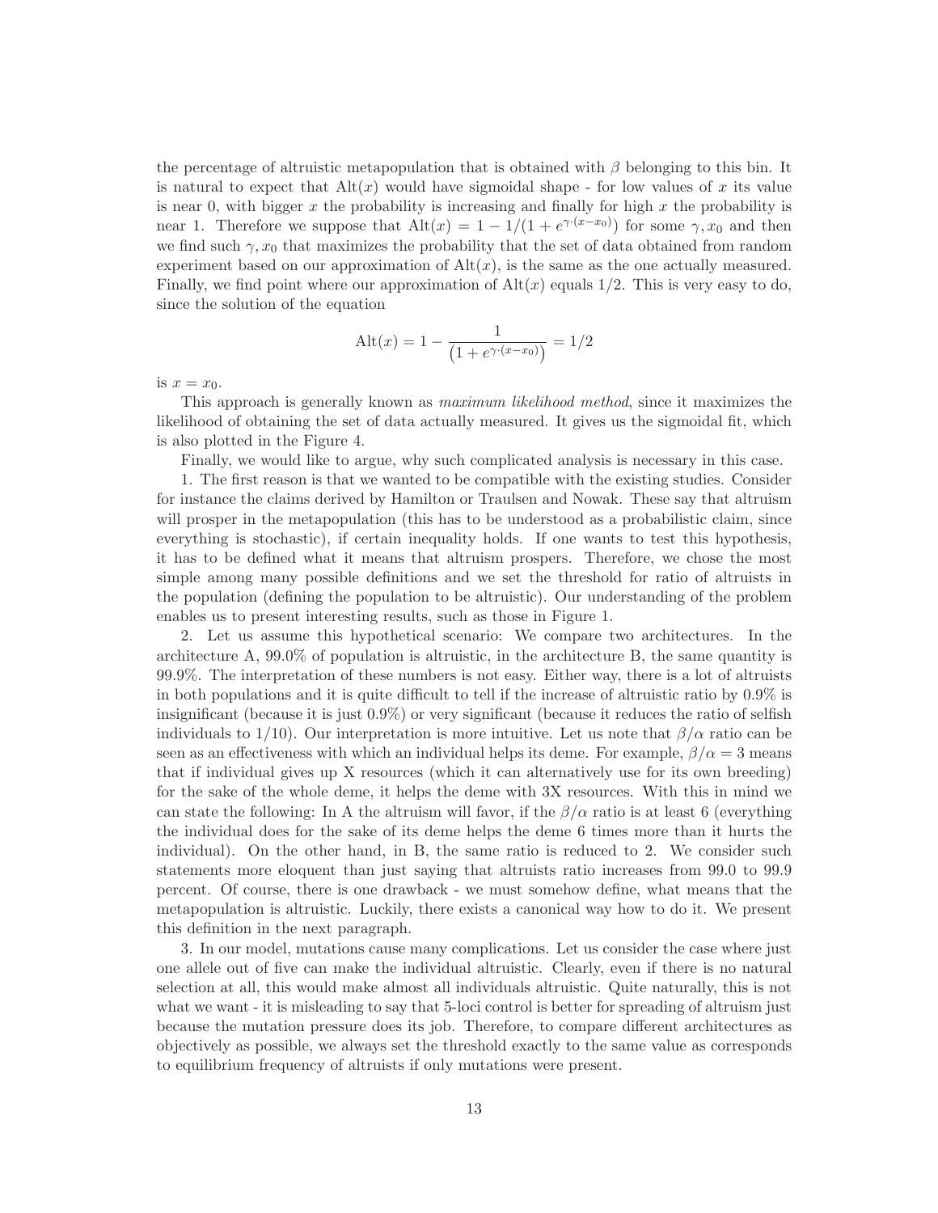the percentage of altruistic metapopulation that is obtained with $\beta$ belonging to this bin. It is natural to expect that $\mathrm{Alt}(x)$ would have sigmoidal shape - for low values of $x$ its value is near 0, with bigger $x$ the probability is increasing and finally for high $x$ the probability is near 1. Therefore we suppose that $\mathrm{Alt}(x) = 1 - 1/(1 + e^{\gamma\cdot(x-x_0)})$ for some $\gamma, x_0$ and then we find such $\gamma, x_0$ that maximizes the probability that the set of data obtained from random experiment based on our approximation of $\mathrm{Alt}(x)$, is the same as the one actually measured. Finally, we find point where our approximation of $\mathrm{Alt}(x)$ equals 1/2. This is very easy to do, since the solution of the equation

$$\mathrm{Alt}(x) = 1 - \frac{1}{\left(1 + e^{\gamma\cdot(x-x_0)}\right)} = 1/2$$

is $x = x_0$.

This approach is generally known as *maximum likelihood method*, since it maximizes the likelihood of obtaining the set of data actually measured. It gives us the sigmoidal fit, which is also plotted in the Figure 4.

Finally, we would like to argue, why such complicated analysis is necessary in this case.

1. The first reason is that we wanted to be compatible with the existing studies. Consider for instance the claims derived by Hamilton or Traulsen and Nowak. These say that altruism will prosper in the metapopulation (this has to be understood as a probabilistic claim, since everything is stochastic), if certain inequality holds. If one wants to test this hypothesis, it has to be defined what it means that altruism prospers. Therefore, we chose the most simple among many possible definitions and we set the threshold for ratio of altruists in the population (defining the population to be altruistic). Our understanding of the problem enables us to present interesting results, such as those in Figure 1.

2. Let us assume this hypothetical scenario: We compare two architectures. In the architecture A, 99.0% of population is altruistic, in the architecture B, the same quantity is 99.9%. The interpretation of these numbers is not easy. Either way, there is a lot of altruists in both populations and it is quite difficult to tell if the increase of altruistic ratio by 0.9% is insignificant (because it is just 0.9%) or very significant (because it reduces the ratio of selfish individuals to 1/10). Our interpretation is more intuitive. Let us note that $\beta/\alpha$ ratio can be seen as an effectiveness with which an individual helps its deme. For example, $\beta/\alpha = 3$ means that if individual gives up X resources (which it can alternatively use for its own breeding) for the sake of the whole deme, it helps the deme with 3X resources. With this in mind we can state the following: In A the altruism will favor, if the $\beta/\alpha$ ratio is at least 6 (everything the individual does for the sake of its deme helps the deme 6 times more than it hurts the individual). On the other hand, in B, the same ratio is reduced to 2. We consider such statements more eloquent than just saying that altruists ratio increases from 99.0 to 99.9 percent. Of course, there is one drawback - we must somehow define, what means that the metapopulation is altruistic. Luckily, there exists a canonical way how to do it. We present this definition in the next paragraph.

3. In our model, mutations cause many complications. Let us consider the case where just one allele out of five can make the individual altruistic. Clearly, even if there is no natural selection at all, this would make almost all individuals altruistic. Quite naturally, this is not what we want - it is misleading to say that 5-loci control is better for spreading of altruism just because the mutation pressure does its job. Therefore, to compare different architectures as objectively as possible, we always set the threshold exactly to the same value as corresponds to equilibrium frequency of altruists if only mutations were present.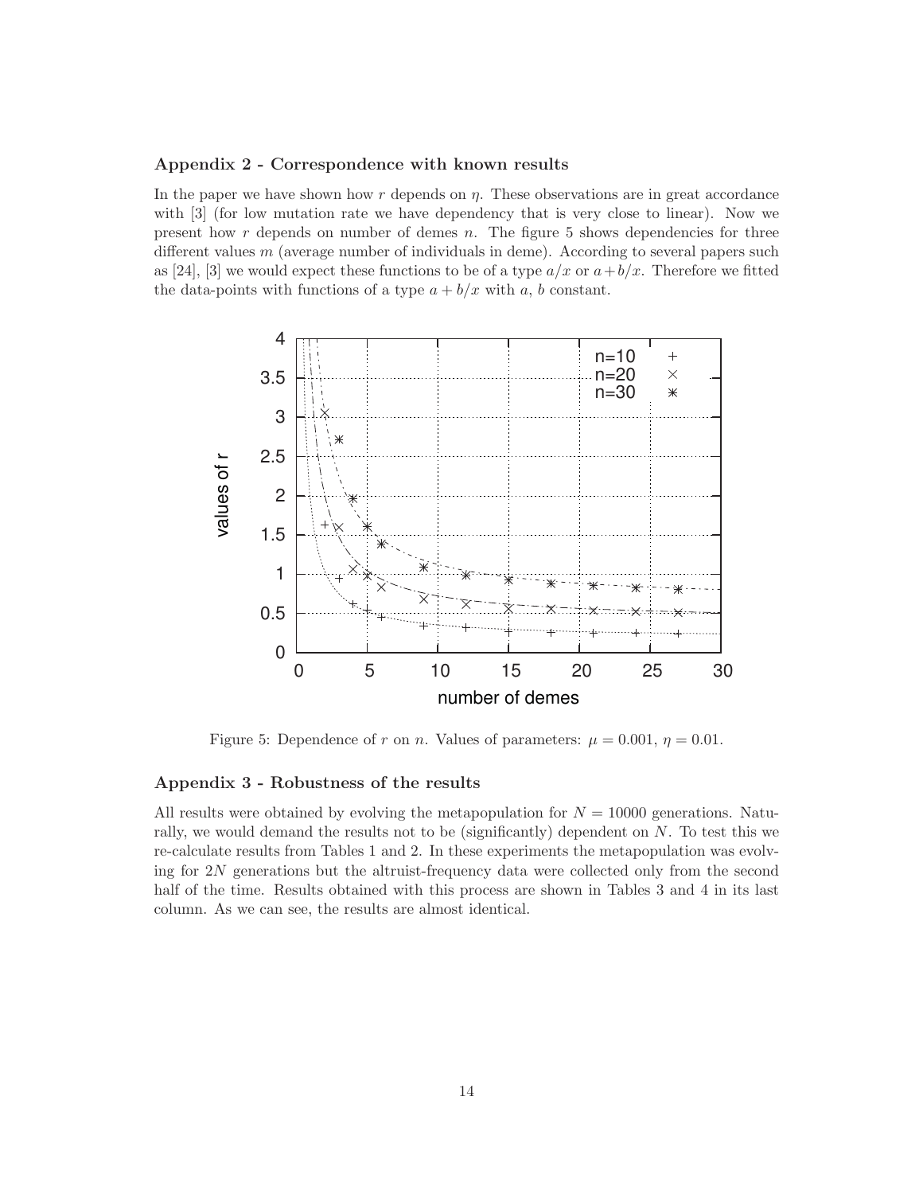### Appendix 2 - Correspondence with known results

In the paper we have shown how $r$ depends on $\eta$. These observations are in great accordance with [3] (for low mutation rate we have dependency that is very close to linear). Now we present how $r$ depends on number of demes $n$. The figure 5 shows dependencies for three different values $m$ (average number of individuals in deme). According to several papers such as [24], [3] we would expect these functions to be of a type $a/x$ or $a + b/x$. Therefore we fitted the data-points with functions of a type $a + b/x$ with $a$, $b$ constant.

Figure 5: Dependence of $r$ on $n$. Values of parameters: $\mu = 0.001$, $\eta = 0.01$.

### Appendix 3 - Robustness of the results

All results were obtained by evolving the metapopulation for $N = 10000$ generations. Naturally, we would demand the results not to be (significantly) dependent on $N$. To test this we re-calculate results from Tables 1 and 2. In these experiments the metapopulation was evolving for $2N$ generations but the altruist-frequency data were collected only from the second half of the time. Results obtained with this process are shown in Tables 3 and 4 in its last column. As we can see, the results are almost identical.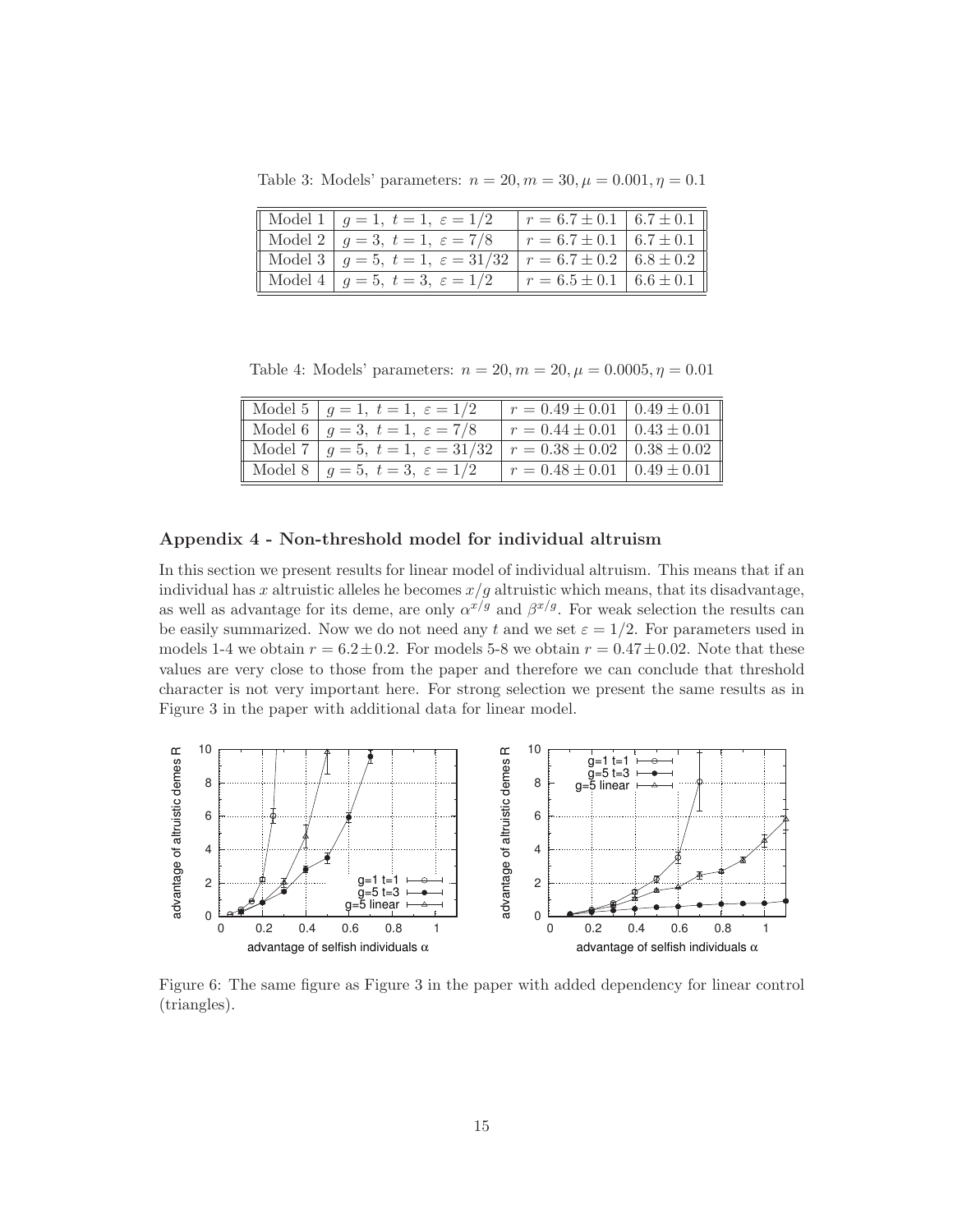Table 3: Models' parameters: $n = 20, m = 30, \mu = 0.001, \eta = 0.1$

| | | | |
|---|---|---|---|
| Model 1 | $g = 1,\ t = 1,\ \varepsilon = 1/2$ | $r = 6.7 \pm 0.1$ | $6.7 \pm 0.1$ |
| Model 2 | $g = 3,\ t = 1,\ \varepsilon = 7/8$ | $r = 6.7 \pm 0.1$ | $6.7 \pm 0.1$ |
| Model 3 | $g = 5,\ t = 1,\ \varepsilon = 31/32$ | $r = 6.7 \pm 0.2$ | $6.8 \pm 0.2$ |
| Model 4 | $g = 5,\ t = 3,\ \varepsilon = 1/2$ | $r = 6.5 \pm 0.1$ | $6.6 \pm 0.1$ |

Table 4: Models' parameters: $n = 20, m = 20, \mu = 0.0005, \eta = 0.01$

| | | | |
|---|---|---|---|
| Model 5 | $g = 1,\ t = 1,\ \varepsilon = 1/2$ | $r = 0.49 \pm 0.01$ | $0.49 \pm 0.01$ |
| Model 6 | $g = 3,\ t = 1,\ \varepsilon = 7/8$ | $r = 0.44 \pm 0.01$ | $0.43 \pm 0.01$ |
| Model 7 | $g = 5,\ t = 1,\ \varepsilon = 31/32$ | $r = 0.38 \pm 0.02$ | $0.38 \pm 0.02$ |
| Model 8 | $g = 5,\ t = 3,\ \varepsilon = 1/2$ | $r = 0.48 \pm 0.01$ | $0.49 \pm 0.01$ |

## Appendix 4 - Non-threshold model for individual altruism

In this section we present results for linear model of individual altruism. This means that if an individual has $x$ altruistic alleles he becomes $x/g$ altruistic which means, that its disadvantage, as well as advantage for its deme, are only $\alpha^{x/g}$ and $\beta^{x/g}$. For weak selection the results can be easily summarized. Now we do not need any $t$ and we set $\varepsilon = 1/2$. For parameters used in models 1-4 we obtain $r = 6.2 \pm 0.2$. For models 5-8 we obtain $r = 0.47 \pm 0.02$. Note that these values are very close to those from the paper and therefore we can conclude that threshold character is not very important here. For strong selection we present the same results as in Figure 3 in the paper with additional data for linear model.

advantage of altruistic demes R
advantage of selfish individuals α
g=1 t=1
g=5 t=3
g=5 linear

Figure 6: The same figure as Figure 3 in the paper with added dependency for linear control (triangles).